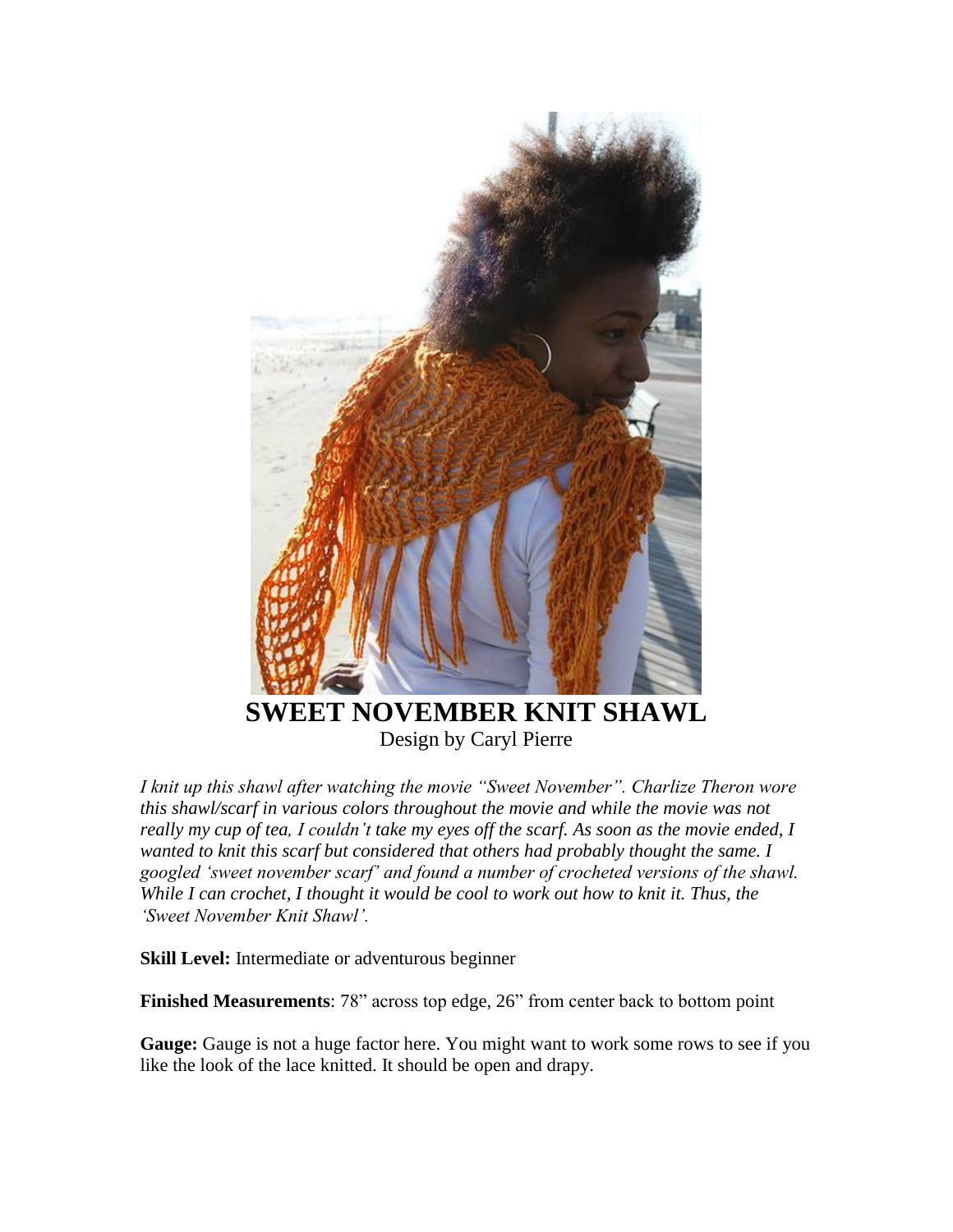# SWEET NOVEMBER KNIT SHAWL

Design by Caryl Pierre

*I knit up this shawl after watching the movie "Sweet November". Charlize Theron wore this shawl/scarf in various colors throughout the movie and while the movie was not really my cup of tea, I couldn't take my eyes off the scarf. As soon as the movie ended, I wanted to knit this scarf but considered that others had probably thought the same. I googled 'sweet november scarf' and found a number of crocheted versions of the shawl. While I can crochet, I thought it would be cool to work out how to knit it. Thus, the 'Sweet November Knit Shawl'.*

**Skill Level:** Intermediate or adventurous beginner

**Finished Measurements**: 78" across top edge, 26" from center back to bottom point

**Gauge:** Gauge is not a huge factor here. You might want to work some rows to see if you like the look of the lace knitted. It should be open and drapy.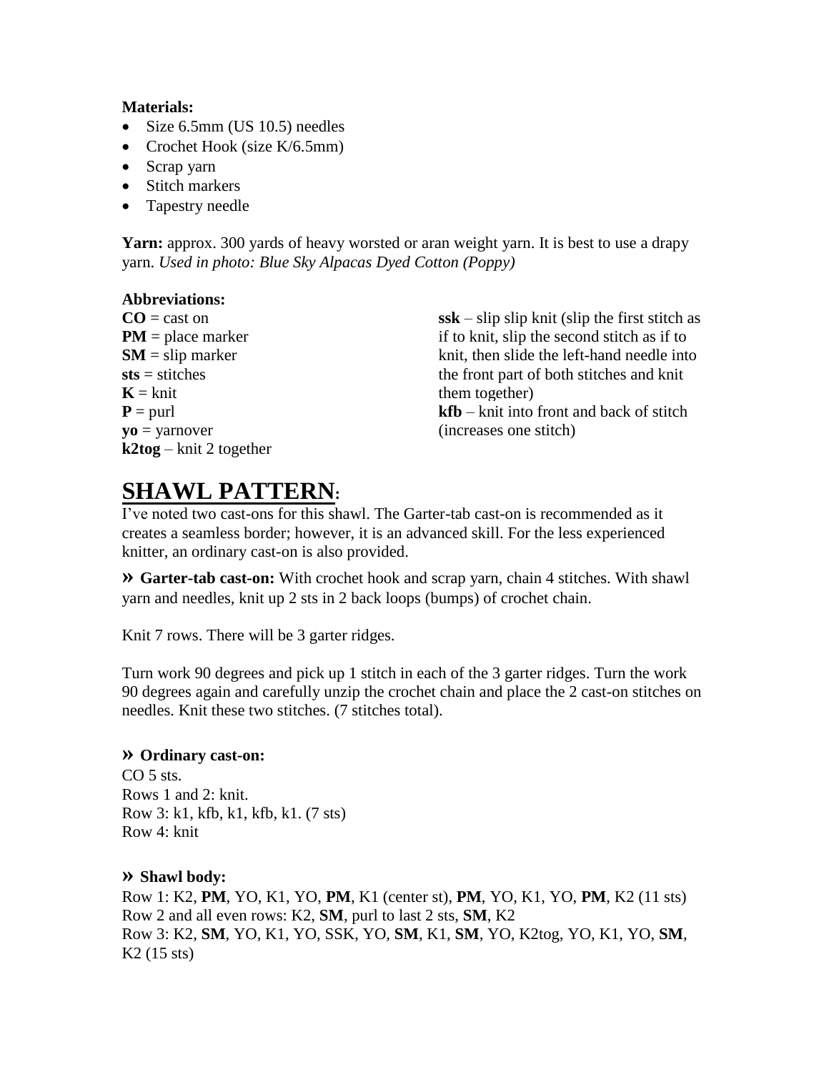**Materials:**

- Size 6.5mm (US 10.5) needles
- Crochet Hook (size K/6.5mm)
- Scrap yarn
- Stitch markers
- Tapestry needle

**Yarn:** approx. 300 yards of heavy worsted or aran weight yarn. It is best to use a drapy yarn. *Used in photo: Blue Sky Alpacas Dyed Cotton (Poppy)*

**Abbreviations:**

**CO** = cast on
**PM** = place marker
**SM** = slip marker
**sts** = stitches
**K** = knit
**P** = purl
**yo** = yarnover
**k2tog** – knit 2 together
**ssk** – slip slip knit (slip the first stitch as if to knit, slip the second stitch as if to knit, then slide the left-hand needle into the front part of both stitches and knit them together)
**kfb** – knit into front and back of stitch (increases one stitch)

# SHAWL PATTERN:

I've noted two cast-ons for this shawl. The Garter-tab cast-on is recommended as it creates a seamless border; however, it is an advanced skill. For the less experienced knitter, an ordinary cast-on is also provided.

**» Garter-tab cast-on:** With crochet hook and scrap yarn, chain 4 stitches. With shawl yarn and needles, knit up 2 sts in 2 back loops (bumps) of crochet chain.

Knit 7 rows. There will be 3 garter ridges.

Turn work 90 degrees and pick up 1 stitch in each of the 3 garter ridges. Turn the work 90 degrees again and carefully unzip the crochet chain and place the 2 cast-on stitches on needles. Knit these two stitches. (7 stitches total).

### » Ordinary cast-on:

CO 5 sts.
Rows 1 and 2: knit.
Row 3: k1, kfb, k1, kfb, k1. (7 sts)
Row 4: knit

### » Shawl body:

Row 1: K2, **PM**, YO, K1, YO, **PM**, K1 (center st), **PM**, YO, K1, YO, **PM**, K2 (11 sts)
Row 2 and all even rows: K2, **SM**, purl to last 2 sts, **SM**, K2
Row 3: K2, **SM**, YO, K1, YO, SSK, YO, **SM**, K1, **SM**, YO, K2tog, YO, K1, YO, **SM**, K2 (15 sts)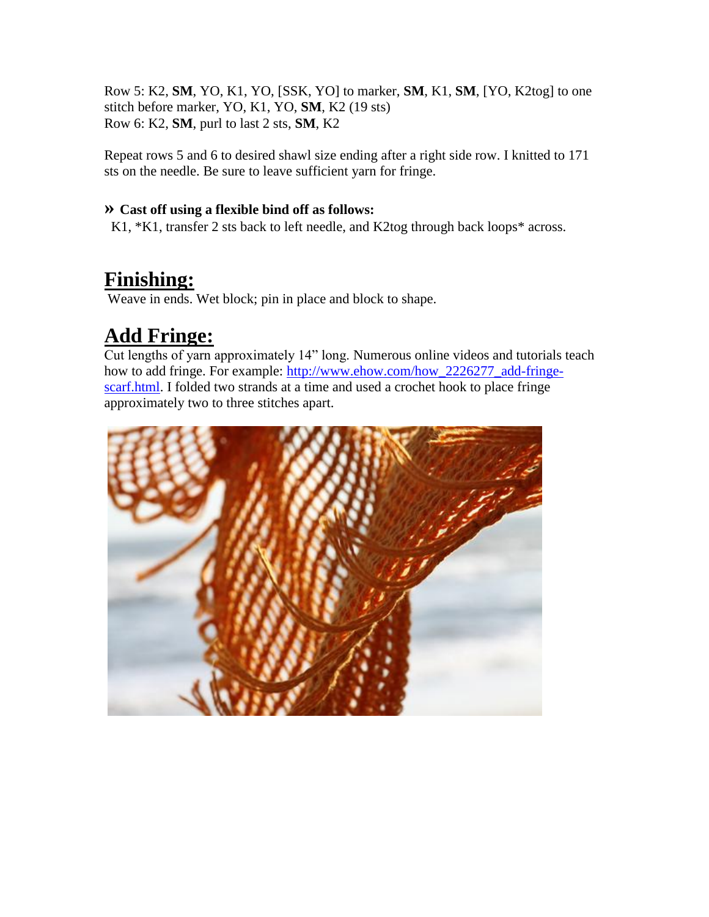Row 5: K2, **SM**, YO, K1, YO, [SSK, YO] to marker, **SM**, K1, **SM**, [YO, K2tog] to one stitch before marker, YO, K1, YO, **SM**, K2 (19 sts)
Row 6: K2, **SM**, purl to last 2 sts, **SM**, K2

Repeat rows 5 and 6 to desired shawl size ending after a right side row. I knitted to 171 sts on the needle. Be sure to leave sufficient yarn for fringe.

**» Cast off using a flexible bind off as follows:**
K1, *K1, transfer 2 sts back to left needle, and K2tog through back loops* across.

## Finishing:

Weave in ends. Wet block; pin in place and block to shape.

## Add Fringe:

Cut lengths of yarn approximately 14" long. Numerous online videos and tutorials teach how to add fringe. For example: [http://www.ehow.com/how_2226277_add-fringe-scarf.html](http://www.ehow.com/how_2226277_add-fringe-scarf.html). I folded two strands at a time and used a crochet hook to place fringe approximately two to three stitches apart.